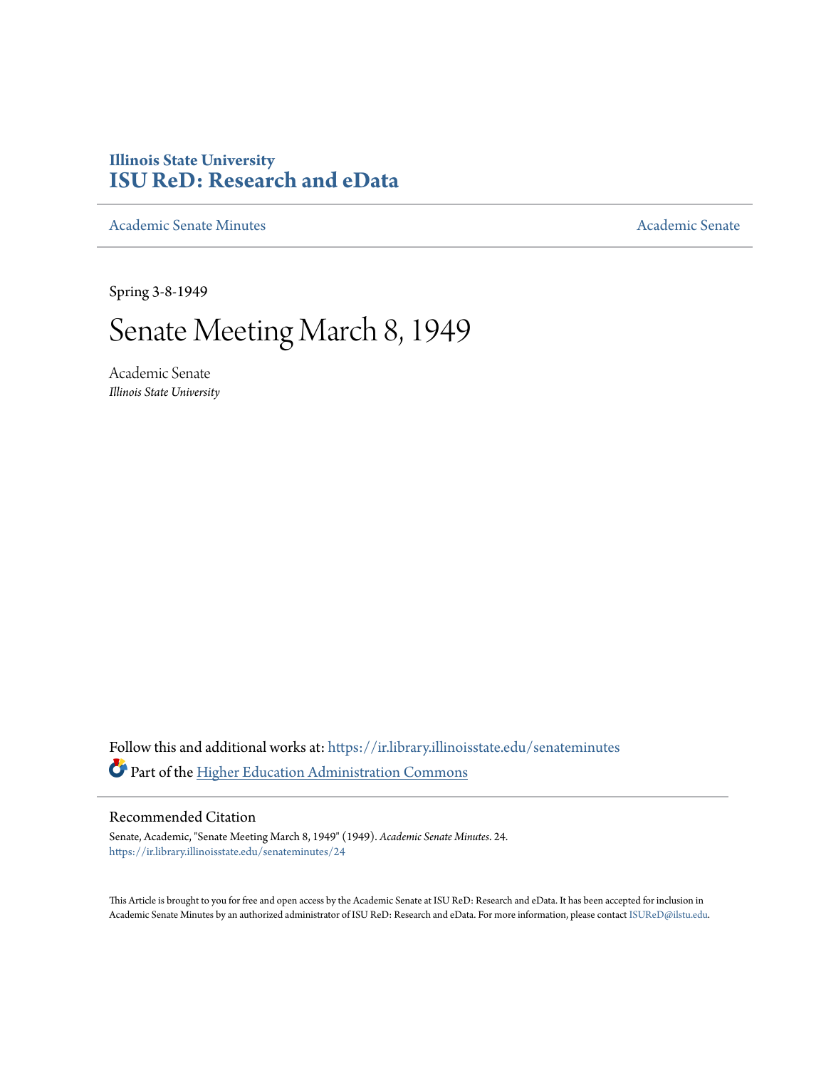Illinois State University

# ISU ReD: Research and eData

Academic Senate Minutes

Academic Senate

Spring 3-8-1949

# Senate Meeting March 8, 1949

Academic Senate
*Illinois State University*

Follow this and additional works at: https://ir.library.illinoisstate.edu/senateminutes

Part of the Higher Education Administration Commons

## Recommended Citation

Senate, Academic, "Senate Meeting March 8, 1949" (1949). *Academic Senate Minutes*. 24.
https://ir.library.illinoisstate.edu/senateminutes/24

This Article is brought to you for free and open access by the Academic Senate at ISU ReD: Research and eData. It has been accepted for inclusion in Academic Senate Minutes by an authorized administrator of ISU ReD: Research and eData. For more information, please contact ISUReD@ilstu.edu.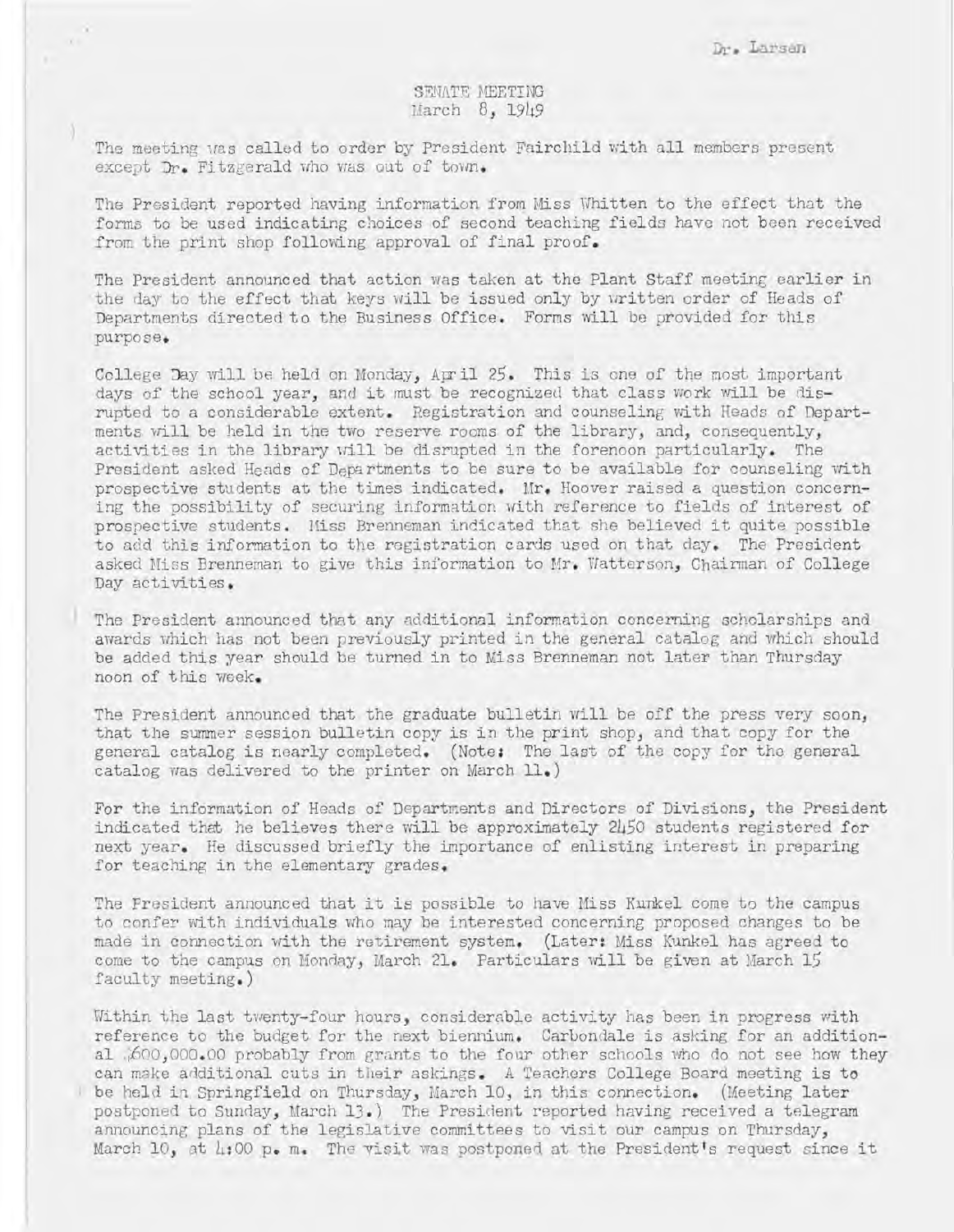Dr. Larsen

SENATE MEETING
March 8, 1949

The meeting was called to order by President Fairchild with all members present except Dr. Fitzgerald who was out of town.

The President reported having information from Miss Whitten to the effect that the forms to be used indicating choices of second teaching fields have not been received from the print shop following approval of final proof.

The President announced that action was taken at the Plant Staff meeting earlier in the day to the effect that keys will be issued only by written order of Heads of Departments directed to the Business Office. Forms will be provided for this purpose.

College Day will be held on Monday, April 25. This is one of the most important days of the school year, and it must be recognized that class work will be disrupted to a considerable extent. Registration and counseling with Heads of Departments will be held in the two reserve rooms of the library, and, consequently, activities in the library will be disrupted in the forenoon particularly. The President asked Heads of Departments to be sure to be available for counseling with prospective students at the times indicated. Mr. Hoover raised a question concerning the possibility of securing information with reference to fields of interest of prospective students. Miss Brenneman indicated that she believed it quite possible to add this information to the registration cards used on that day. The President asked Miss Brenneman to give this information to Mr. Watterson, Chairman of College Day activities.

The President announced that any additional information concerning scholarships and awards which has not been previously printed in the general catalog and which should be added this year should be turned in to Miss Brenneman not later than Thursday noon of this week.

The President announced that the graduate bulletin will be off the press very soon, that the summer session bulletin copy is in the print shop, and that copy for the general catalog is nearly completed. (Note: The last of the copy for the general catalog was delivered to the printer on March 11.)

For the information of Heads of Departments and Directors of Divisions, the President indicated that he believes there will be approximately 2450 students registered for next year. He discussed briefly the importance of enlisting interest in preparing for teaching in the elementary grades.

The President announced that it is possible to have Miss Kunkel come to the campus to confer with individuals who may be interested concerning proposed changes to be made in connection with the retirement system. (Later: Miss Kunkel has agreed to come to the campus on Monday, March 21. Particulars will be given at March 15 faculty meeting.)

Within the last twenty-four hours, considerable activity has been in progress with reference to the budget for the next biennium. Carbondale is asking for an additional $600,000.00 probably from grants to the four other schools who do not see how they can make additional cuts in their askings. A Teachers College Board meeting is to be held in Springfield on Thursday, March 10, in this connection. (Meeting later postponed to Sunday, March 13.) The President reported having received a telegram announcing plans of the legislative committees to visit our campus on Thursday, March 10, at 4:00 p. m. The visit was postponed at the President's request since it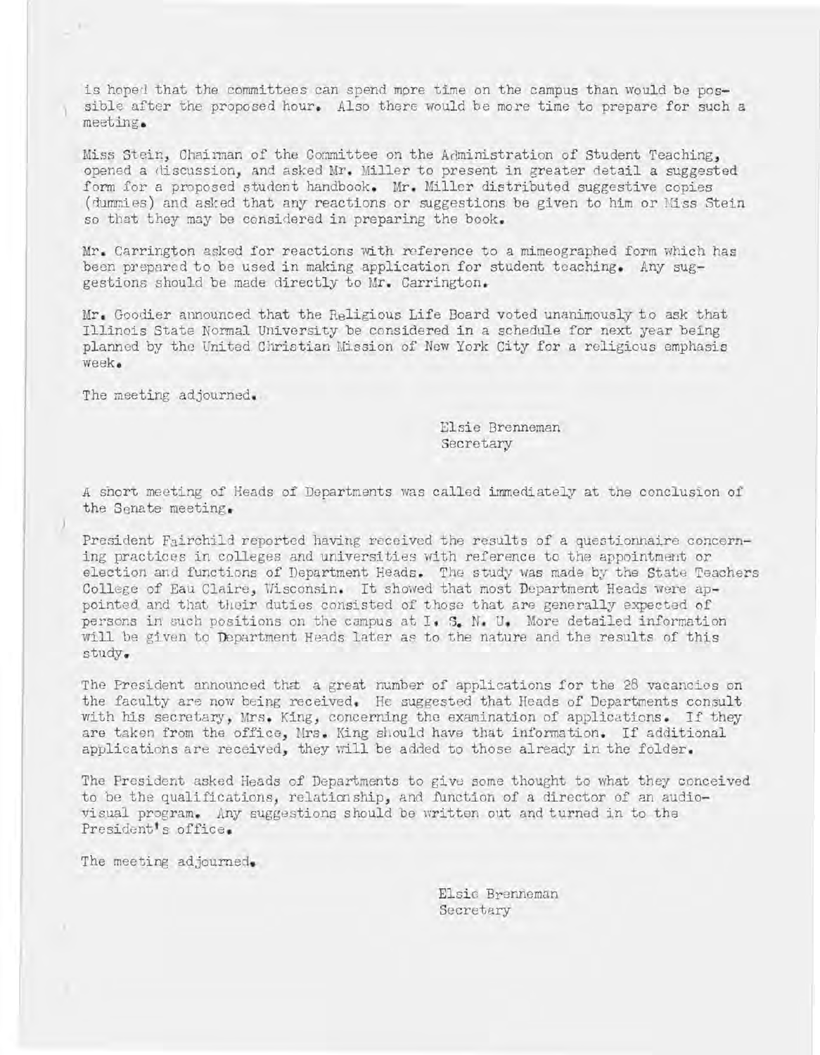is hoped that the committees can spend more time on the campus than would be possible after the proposed hour. Also there would be more time to prepare for such a meeting.

Miss Stein, Chairman of the Committee on the Administration of Student Teaching, opened a discussion, and asked Mr. Miller to present in greater detail a suggested form for a proposed student handbook. Mr. Miller distributed suggestive copies (dummies) and asked that any reactions or suggestions be given to him or Miss Stein so that they may be considered in preparing the book.

Mr. Carrington asked for reactions with reference to a mimeographed form which has been prepared to be used in making application for student teaching. Any suggestions should be made directly to Mr. Carrington.

Mr. Goodier announced that the Religious Life Board voted unanimously to ask that Illinois State Normal University be considered in a schedule for next year being planned by the United Christian Mission of New York City for a religious emphasis week.

The meeting adjourned.

Elsie Brenneman
Secretary

A short meeting of Heads of Departments was called immediately at the conclusion of the Senate meeting.

President Fairchild reported having received the results of a questionnaire concerning practices in colleges and universities with reference to the appointment or election and functions of Department Heads. The study was made by the State Teachers College of Eau Claire, Wisconsin. It showed that most Department Heads were appointed and that their duties consisted of those that are generally expected of persons in such positions on the campus at I. S. N. U. More detailed information will be given to Department Heads later as to the nature and the results of this study.

The President announced that a great number of applications for the 28 vacancies on the faculty are now being received. He suggested that Heads of Departments consult with his secretary, Mrs. King, concerning the examination of applications. If they are taken from the office, Mrs. King should have that information. If additional applications are received, they will be added to those already in the folder.

The President asked Heads of Departments to give some thought to what they conceived to be the qualifications, relationship, and function of a director of an audio-visual program. Any suggestions should be written out and turned in to the President's office.

The meeting adjourned.

Elsie Brenneman
Secretary